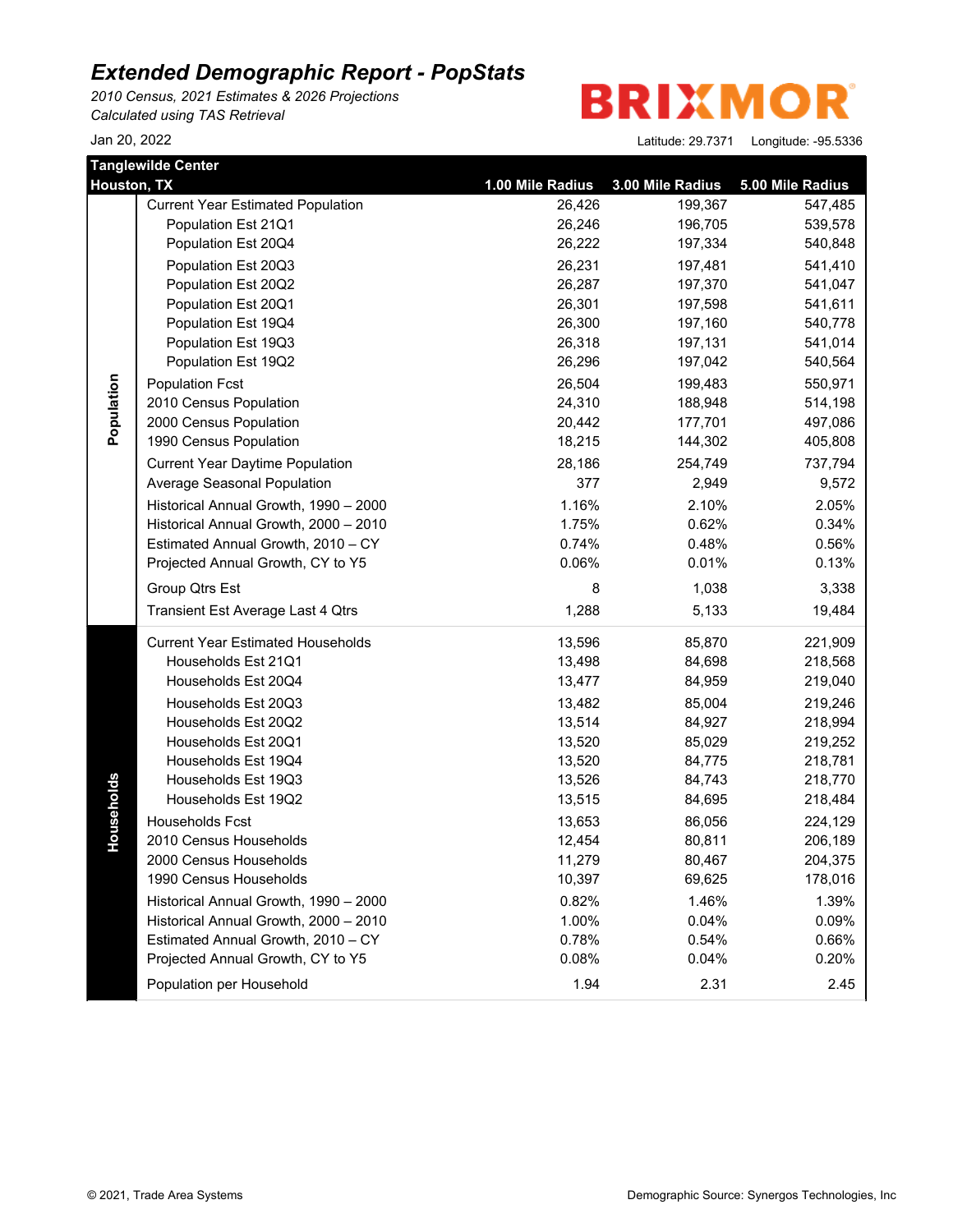# Extended Demographic Report - PopStats

*2010 Census, 2021 Estimates & 2026 Projections*
*Calculated using TAS Retrieval*

BRIXMOR

Jan 20, 2022

Latitude: 29.7371 Longitude: -95.5336

**Tanglewilde Center**
**Houston, TX**

| Section | Item | 1.00 Mile Radius | 3.00 Mile Radius | 5.00 Mile Radius |
|---|---|---|---|---|
| Population | Current Year Estimated Population | 26,426 | 199,367 | 547,485 |
| | Population Est 21Q1 | 26,246 | 196,705 | 539,578 |
| | Population Est 20Q4 | 26,222 | 197,334 | 540,848 |
| | Population Est 20Q3 | 26,231 | 197,481 | 541,410 |
| | Population Est 20Q2 | 26,287 | 197,370 | 541,047 |
| | Population Est 20Q1 | 26,301 | 197,598 | 541,611 |
| | Population Est 19Q4 | 26,300 | 197,160 | 540,778 |
| | Population Est 19Q3 | 26,318 | 197,131 | 541,014 |
| | Population Est 19Q2 | 26,296 | 197,042 | 540,564 |
| | Population Fcst | 26,504 | 199,483 | 550,971 |
| | 2010 Census Population | 24,310 | 188,948 | 514,198 |
| | 2000 Census Population | 20,442 | 177,701 | 497,086 |
| | 1990 Census Population | 18,215 | 144,302 | 405,808 |
| | Current Year Daytime Population | 28,186 | 254,749 | 737,794 |
| | Average Seasonal Population | 377 | 2,949 | 9,572 |
| | Historical Annual Growth, 1990 – 2000 | 1.16% | 2.10% | 2.05% |
| | Historical Annual Growth, 2000 – 2010 | 1.75% | 0.62% | 0.34% |
| | Estimated Annual Growth, 2010 – CY | 0.74% | 0.48% | 0.56% |
| | Projected Annual Growth, CY to Y5 | 0.06% | 0.01% | 0.13% |
| | Group Qtrs Est | 8 | 1,038 | 3,338 |
| | Transient Est Average Last 4 Qtrs | 1,288 | 5,133 | 19,484 |
| Households | Current Year Estimated Households | 13,596 | 85,870 | 221,909 |
| | Households Est 21Q1 | 13,498 | 84,698 | 218,568 |
| | Households Est 20Q4 | 13,477 | 84,959 | 219,040 |
| | Households Est 20Q3 | 13,482 | 85,004 | 219,246 |
| | Households Est 20Q2 | 13,514 | 84,927 | 218,994 |
| | Households Est 20Q1 | 13,520 | 85,029 | 219,252 |
| | Households Est 19Q4 | 13,520 | 84,775 | 218,781 |
| | Households Est 19Q3 | 13,526 | 84,743 | 218,770 |
| | Households Est 19Q2 | 13,515 | 84,695 | 218,484 |
| | Households Fcst | 13,653 | 86,056 | 224,129 |
| | 2010 Census Households | 12,454 | 80,811 | 206,189 |
| | 2000 Census Households | 11,279 | 80,467 | 204,375 |
| | 1990 Census Households | 10,397 | 69,625 | 178,016 |
| | Historical Annual Growth, 1990 – 2000 | 0.82% | 1.46% | 1.39% |
| | Historical Annual Growth, 2000 – 2010 | 1.00% | 0.04% | 0.09% |
| | Estimated Annual Growth, 2010 – CY | 0.78% | 0.54% | 0.66% |
| | Projected Annual Growth, CY to Y5 | 0.08% | 0.04% | 0.20% |
| | Population per Household | 1.94 | 2.31 | 2.45 |

© 2021, Trade Area Systems    Demographic Source: Synergos Technologies, Inc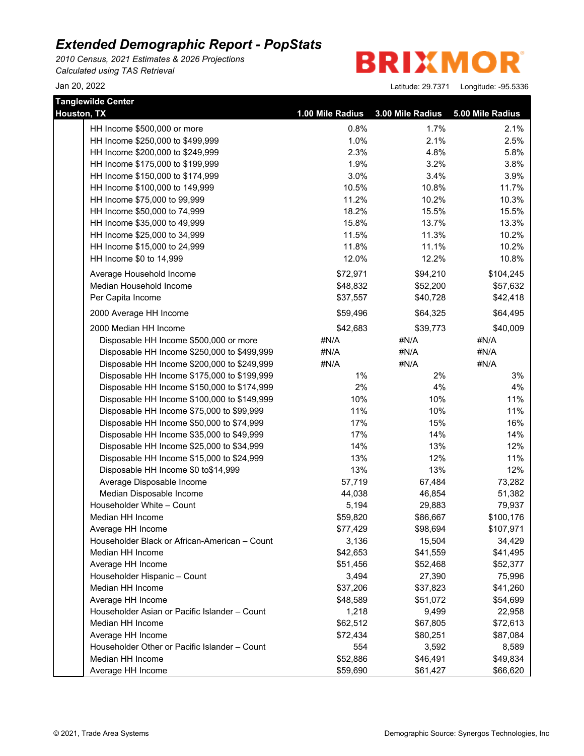## Extended Demographic Report - PopStats

*2010 Census, 2021 Estimates & 2026 Projections*
*Calculated using TAS Retrieval*

BRIXMOR

Jan 20, 2022

Latitude: 29.7371 Longitude: -95.5336

| Tanglewilde Center<br>Houston, TX | 1.00 Mile Radius | 3.00 Mile Radius | 5.00 Mile Radius |
|---|---|---|---|
| HH Income $500,000 or more | 0.8% | 1.7% | 2.1% |
| HH Income $250,000 to $499,999 | 1.0% | 2.1% | 2.5% |
| HH Income $200,000 to $249,999 | 2.3% | 4.8% | 5.8% |
| HH Income $175,000 to $199,999 | 1.9% | 3.2% | 3.8% |
| HH Income $150,000 to $174,999 | 3.0% | 3.4% | 3.9% |
| HH Income $100,000 to 149,999 | 10.5% | 10.8% | 11.7% |
| HH Income $75,000 to 99,999 | 11.2% | 10.2% | 10.3% |
| HH Income $50,000 to 74,999 | 18.2% | 15.5% | 15.5% |
| HH Income $35,000 to 49,999 | 15.8% | 13.7% | 13.3% |
| HH Income $25,000 to 34,999 | 11.5% | 11.3% | 10.2% |
| HH Income $15,000 to 24,999 | 11.8% | 11.1% | 10.2% |
| HH Income $0 to 14,999 | 12.0% | 12.2% | 10.8% |
| Average Household Income | $72,971 | $94,210 | $104,245 |
| Median Household Income | $48,832 | $52,200 | $57,632 |
| Per Capita Income | $37,557 | $40,728 | $42,418 |
| 2000 Average HH Income | $59,496 | $64,325 | $64,495 |
| 2000 Median HH Income | $42,683 | $39,773 | $40,009 |
| Disposable HH Income $500,000 or more | #N/A | #N/A | #N/A |
| Disposable HH Income $250,000 to $499,999 | #N/A | #N/A | #N/A |
| Disposable HH Income $200,000 to $249,999 | #N/A | #N/A | #N/A |
| Disposable HH Income $175,000 to $199,999 | 1% | 2% | 3% |
| Disposable HH Income $150,000 to $174,999 | 2% | 4% | 4% |
| Disposable HH Income $100,000 to $149,999 | 10% | 10% | 11% |
| Disposable HH Income $75,000 to $99,999 | 11% | 10% | 11% |
| Disposable HH Income $50,000 to $74,999 | 17% | 15% | 16% |
| Disposable HH Income $35,000 to $49,999 | 17% | 14% | 14% |
| Disposable HH Income $25,000 to $34,999 | 14% | 13% | 12% |
| Disposable HH Income $15,000 to $24,999 | 13% | 12% | 11% |
| Disposable HH Income $0 to$14,999 | 13% | 13% | 12% |
| Average Disposable Income | 57,719 | 67,484 | 73,282 |
| Median Disposable Income | 44,038 | 46,854 | 51,382 |
| Householder White – Count | 5,194 | 29,883 | 79,937 |
| Median HH Income | $59,820 | $86,667 | $100,176 |
| Average HH Income | $77,429 | $98,694 | $107,971 |
| Householder Black or African-American – Count | 3,136 | 15,504 | 34,429 |
| Median HH Income | $42,653 | $41,559 | $41,495 |
| Average HH Income | $51,456 | $52,468 | $52,377 |
| Householder Hispanic – Count | 3,494 | 27,390 | 75,996 |
| Median HH Income | $37,206 | $37,823 | $41,260 |
| Average HH Income | $48,589 | $51,072 | $54,699 |
| Householder Asian or Pacific Islander – Count | 1,218 | 9,499 | 22,958 |
| Median HH Income | $62,512 | $67,805 | $72,613 |
| Average HH Income | $72,434 | $80,251 | $87,084 |
| Householder Other or Pacific Islander – Count | 554 | 3,592 | 8,589 |
| Median HH Income | $52,886 | $46,491 | $49,834 |
| Average HH Income | $59,690 | $61,427 | $66,620 |

© 2021, Trade Area Systems

Demographic Source: Synergos Technologies, Inc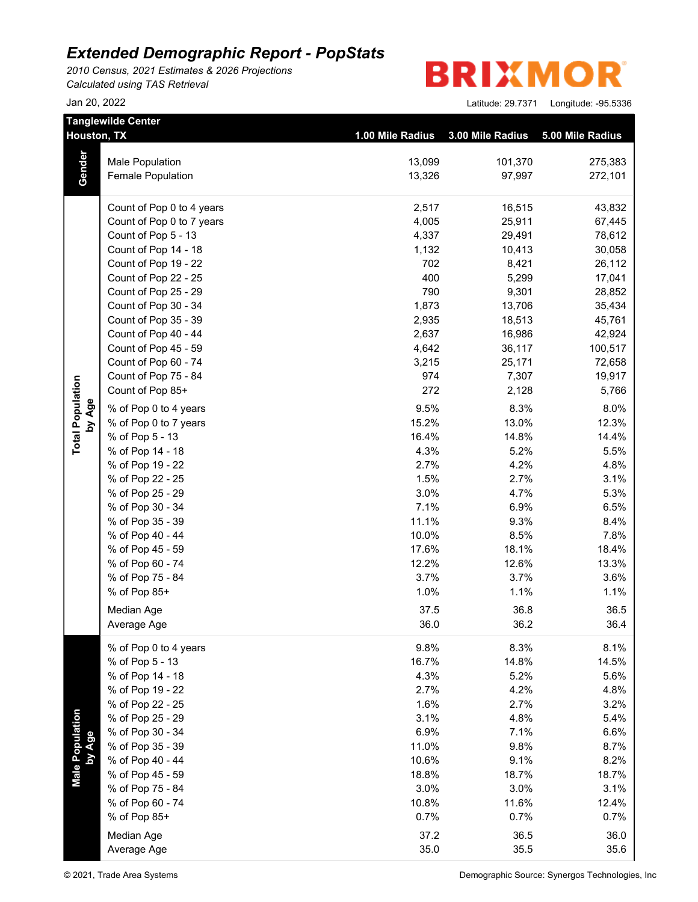# Extended Demographic Report - PopStats

*2010 Census, 2021 Estimates & 2026 Projections*
*Calculated using TAS Retrieval*

Jan 20, 2022

BRIXMOR

Latitude: 29.7371 Longitude: -95.5336

| Tanglewilde Center Houston, TX | | 1.00 Mile Radius | 3.00 Mile Radius | 5.00 Mile Radius |
|---|---|---|---|---|
| Gender | Male Population | 13,099 | 101,370 | 275,383 |
| | Female Population | 13,326 | 97,997 | 272,101 |
| Total Population by Age | Count of Pop 0 to 4 years | 2,517 | 16,515 | 43,832 |
| | Count of Pop 0 to 7 years | 4,005 | 25,911 | 67,445 |
| | Count of Pop 5 - 13 | 4,337 | 29,491 | 78,612 |
| | Count of Pop 14 - 18 | 1,132 | 10,413 | 30,058 |
| | Count of Pop 19 - 22 | 702 | 8,421 | 26,112 |
| | Count of Pop 22 - 25 | 400 | 5,299 | 17,041 |
| | Count of Pop 25 - 29 | 790 | 9,301 | 28,852 |
| | Count of Pop 30 - 34 | 1,873 | 13,706 | 35,434 |
| | Count of Pop 35 - 39 | 2,935 | 18,513 | 45,761 |
| | Count of Pop 40 - 44 | 2,637 | 16,986 | 42,924 |
| | Count of Pop 45 - 59 | 4,642 | 36,117 | 100,517 |
| | Count of Pop 60 - 74 | 3,215 | 25,171 | 72,658 |
| | Count of Pop 75 - 84 | 974 | 7,307 | 19,917 |
| | Count of Pop 85+ | 272 | 2,128 | 5,766 |
| | % of Pop 0 to 4 years | 9.5% | 8.3% | 8.0% |
| | % of Pop 0 to 7 years | 15.2% | 13.0% | 12.3% |
| | % of Pop 5 - 13 | 16.4% | 14.8% | 14.4% |
| | % of Pop 14 - 18 | 4.3% | 5.2% | 5.5% |
| | % of Pop 19 - 22 | 2.7% | 4.2% | 4.8% |
| | % of Pop 22 - 25 | 1.5% | 2.7% | 3.1% |
| | % of Pop 25 - 29 | 3.0% | 4.7% | 5.3% |
| | % of Pop 30 - 34 | 7.1% | 6.9% | 6.5% |
| | % of Pop 35 - 39 | 11.1% | 9.3% | 8.4% |
| | % of Pop 40 - 44 | 10.0% | 8.5% | 7.8% |
| | % of Pop 45 - 59 | 17.6% | 18.1% | 18.4% |
| | % of Pop 60 - 74 | 12.2% | 12.6% | 13.3% |
| | % of Pop 75 - 84 | 3.7% | 3.7% | 3.6% |
| | % of Pop 85+ | 1.0% | 1.1% | 1.1% |
| | Median Age | 37.5 | 36.8 | 36.5 |
| | Average Age | 36.0 | 36.2 | 36.4 |
| Male Population by Age | % of Pop 0 to 4 years | 9.8% | 8.3% | 8.1% |
| | % of Pop 5 - 13 | 16.7% | 14.8% | 14.5% |
| | % of Pop 14 - 18 | 4.3% | 5.2% | 5.6% |
| | % of Pop 19 - 22 | 2.7% | 4.2% | 4.8% |
| | % of Pop 22 - 25 | 1.6% | 2.7% | 3.2% |
| | % of Pop 25 - 29 | 3.1% | 4.8% | 5.4% |
| | % of Pop 30 - 34 | 6.9% | 7.1% | 6.6% |
| | % of Pop 35 - 39 | 11.0% | 9.8% | 8.7% |
| | % of Pop 40 - 44 | 10.6% | 9.1% | 8.2% |
| | % of Pop 45 - 59 | 18.8% | 18.7% | 18.7% |
| | % of Pop 75 - 84 | 3.0% | 3.0% | 3.1% |
| | % of Pop 60 - 74 | 10.8% | 11.6% | 12.4% |
| | % of Pop 85+ | 0.7% | 0.7% | 0.7% |
| | Median Age | 37.2 | 36.5 | 36.0 |
| | Average Age | 35.0 | 35.5 | 35.6 |

© 2021, Trade Area Systems

Demographic Source: Synergos Technologies, Inc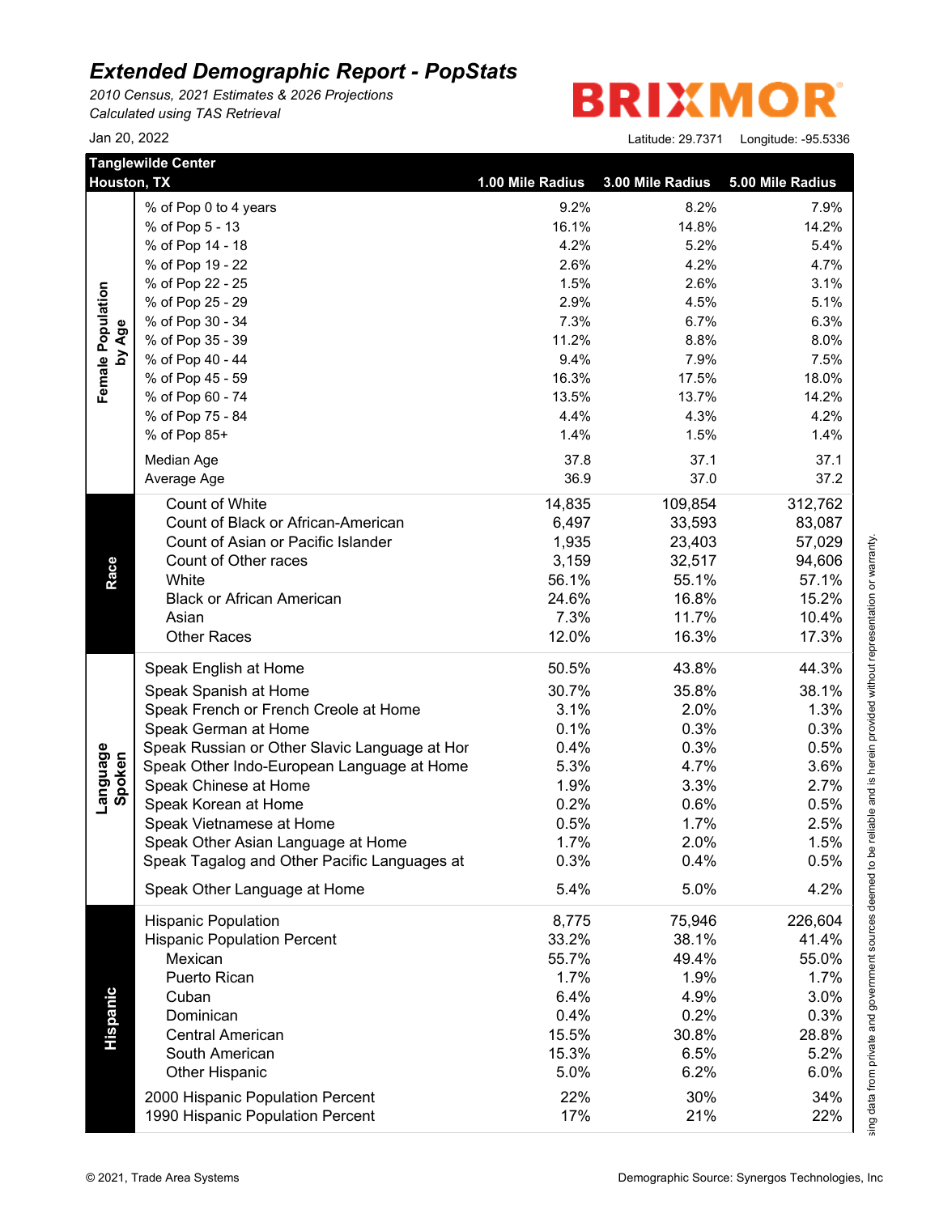# Extended Demographic Report - PopStats

*2010 Census, 2021 Estimates & 2026 Projections*
*Calculated using TAS Retrieval*

Jan 20, 2022

BRIXMOR

Latitude: 29.7371 Longitude: -95.5336

| Tanglewilde Center Houston, TX | | 1.00 Mile Radius | 3.00 Mile Radius | 5.00 Mile Radius |
|---|---|---|---|---|
| Female Population by Age | % of Pop 0 to 4 years | 9.2% | 8.2% | 7.9% |
| | % of Pop 5 - 13 | 16.1% | 14.8% | 14.2% |
| | % of Pop 14 - 18 | 4.2% | 5.2% | 5.4% |
| | % of Pop 19 - 22 | 2.6% | 4.2% | 4.7% |
| | % of Pop 22 - 25 | 1.5% | 2.6% | 3.1% |
| | % of Pop 25 - 29 | 2.9% | 4.5% | 5.1% |
| | % of Pop 30 - 34 | 7.3% | 6.7% | 6.3% |
| | % of Pop 35 - 39 | 11.2% | 8.8% | 8.0% |
| | % of Pop 40 - 44 | 9.4% | 7.9% | 7.5% |
| | % of Pop 45 - 59 | 16.3% | 17.5% | 18.0% |
| | % of Pop 60 - 74 | 13.5% | 13.7% | 14.2% |
| | % of Pop 75 - 84 | 4.4% | 4.3% | 4.2% |
| | % of Pop 85+ | 1.4% | 1.5% | 1.4% |
| | Median Age | 37.8 | 37.1 | 37.1 |
| | Average Age | 36.9 | 37.0 | 37.2 |
| Race | Count of White | 14,835 | 109,854 | 312,762 |
| | Count of Black or African-American | 6,497 | 33,593 | 83,087 |
| | Count of Asian or Pacific Islander | 1,935 | 23,403 | 57,029 |
| | Count of Other races | 3,159 | 32,517 | 94,606 |
| | White | 56.1% | 55.1% | 57.1% |
| | Black or African American | 24.6% | 16.8% | 15.2% |
| | Asian | 7.3% | 11.7% | 10.4% |
| | Other Races | 12.0% | 16.3% | 17.3% |
| Language Spoken | Speak English at Home | 50.5% | 43.8% | 44.3% |
| | Speak Spanish at Home | 30.7% | 35.8% | 38.1% |
| | Speak French or French Creole at Home | 3.1% | 2.0% | 1.3% |
| | Speak German at Home | 0.1% | 0.3% | 0.3% |
| | Speak Russian or Other Slavic Language at Hor | 0.4% | 0.3% | 0.5% |
| | Speak Other Indo-European Language at Home | 5.3% | 4.7% | 3.6% |
| | Speak Chinese at Home | 1.9% | 3.3% | 2.7% |
| | Speak Korean at Home | 0.2% | 0.6% | 0.5% |
| | Speak Vietnamese at Home | 0.5% | 1.7% | 2.5% |
| | Speak Other Asian Language at Home | 1.7% | 2.0% | 1.5% |
| | Speak Tagalog and Other Pacific Languages at | 0.3% | 0.4% | 0.5% |
| | Speak Other Language at Home | 5.4% | 5.0% | 4.2% |
| Hispanic | Hispanic Population | 8,775 | 75,946 | 226,604 |
| | Hispanic Population Percent | 33.2% | 38.1% | 41.4% |
| | Mexican | 55.7% | 49.4% | 55.0% |
| | Puerto Rican | 1.7% | 1.9% | 1.7% |
| | Cuban | 6.4% | 4.9% | 3.0% |
| | Dominican | 0.4% | 0.2% | 0.3% |
| | Central American | 15.5% | 30.8% | 28.8% |
| | South American | 15.3% | 6.5% | 5.2% |
| | Other Hispanic | 5.0% | 6.2% | 6.0% |
| | 2000 Hispanic Population Percent | 22% | 30% | 34% |
| | 1990 Hispanic Population Percent | 17% | 21% | 22% |

sing data from private and government sources deemed to be reliable and is herein provided without representation or warranty.

© 2021, Trade Area Systems

Demographic Source: Synergos Technologies, Inc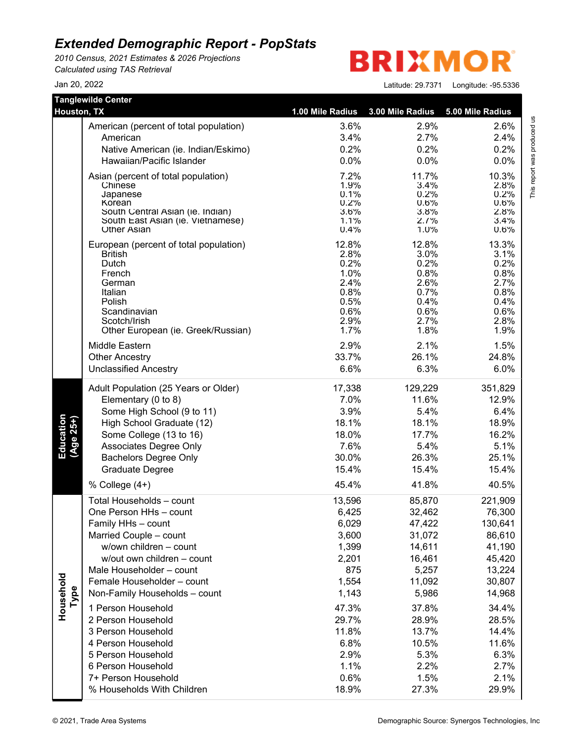# *Extended Demographic Report - PopStats*

*2010 Census, 2021 Estimates & 2026 Projections*
*Calculated using TAS Retrieval*

Jan 20, 2022

BRIXMOR

Latitude: 29.7371 Longitude: -95.5336

This report was produced us

| **Tanglewilde Center Houston, TX** | | **1.00 Mile Radius** | **3.00 Mile Radius** | **5.00 Mile Radius** |
|---|---|---|---|---|
| | American (percent of total population) | 3.6% | 2.9% | 2.6% |
| | American | 3.4% | 2.7% | 2.4% |
| | Native American (ie. Indian/Eskimo) | 0.2% | 0.2% | 0.2% |
| | Hawaiian/Pacific Islander | 0.0% | 0.0% | 0.0% |
| | Asian (percent of total population) | 7.2% | 11.7% | 10.3% |
| | Chinese | 1.9% | 3.4% | 2.8% |
| | Japanese | 0.1% | 0.2% | 0.2% |
| | Korean | 0.2% | 0.6% | 0.6% |
| | South Central Asian (ie. Indian) | 3.6% | 3.8% | 2.8% |
| | South East Asian (ie. Vietnamese) | 1.1% | 2.7% | 3.4% |
| | Other Asian | 0.4% | 1.0% | 0.6% |
| | European (percent of total population) | 12.8% | 12.8% | 13.3% |
| | British | 2.8% | 3.0% | 3.1% |
| | Dutch | 0.2% | 0.2% | 0.2% |
| | French | 1.0% | 0.8% | 0.8% |
| | German | 2.4% | 2.6% | 2.7% |
| | Italian | 0.8% | 0.7% | 0.8% |
| | Polish | 0.5% | 0.4% | 0.4% |
| | Scandinavian | 0.6% | 0.6% | 0.6% |
| | Scotch/Irish | 2.9% | 2.7% | 2.8% |
| | Other European (ie. Greek/Russian) | 1.7% | 1.8% | 1.9% |
| | Middle Eastern | 2.9% | 2.1% | 1.5% |
| | Other Ancestry | 33.7% | 26.1% | 24.8% |
| | Unclassified Ancestry | 6.6% | 6.3% | 6.0% |
| **Education (Age 25+)** | Adult Population (25 Years or Older) | 17,338 | 129,229 | 351,829 |
| | Elementary (0 to 8) | 7.0% | 11.6% | 12.9% |
| | Some High School (9 to 11) | 3.9% | 5.4% | 6.4% |
| | High School Graduate (12) | 18.1% | 18.1% | 18.9% |
| | Some College (13 to 16) | 18.0% | 17.7% | 16.2% |
| | Associates Degree Only | 7.6% | 5.4% | 5.1% |
| | Bachelors Degree Only | 30.0% | 26.3% | 25.1% |
| | Graduate Degree | 15.4% | 15.4% | 15.4% |
| | % College (4+) | 45.4% | 41.8% | 40.5% |
| **Household Type** | Total Households – count | 13,596 | 85,870 | 221,909 |
| | One Person HHs – count | 6,425 | 32,462 | 76,300 |
| | Family HHs – count | 6,029 | 47,422 | 130,641 |
| | Married Couple – count | 3,600 | 31,072 | 86,610 |
| | w/own children – count | 1,399 | 14,611 | 41,190 |
| | w/out own children – count | 2,201 | 16,461 | 45,420 |
| | Male Householder – count | 875 | 5,257 | 13,224 |
| | Female Householder – count | 1,554 | 11,092 | 30,807 |
| | Non-Family Households – count | 1,143 | 5,986 | 14,968 |
| | 1 Person Household | 47.3% | 37.8% | 34.4% |
| | 2 Person Household | 29.7% | 28.9% | 28.5% |
| | 3 Person Household | 11.8% | 13.7% | 14.4% |
| | 4 Person Household | 6.8% | 10.5% | 11.6% |
| | 5 Person Household | 2.9% | 5.3% | 6.3% |
| | 6 Person Household | 1.1% | 2.2% | 2.7% |
| | 7+ Person Household | 0.6% | 1.5% | 2.1% |
| | % Households With Children | 18.9% | 27.3% | 29.9% |

© 2021, Trade Area Systems

Demographic Source: Synergos Technologies, Inc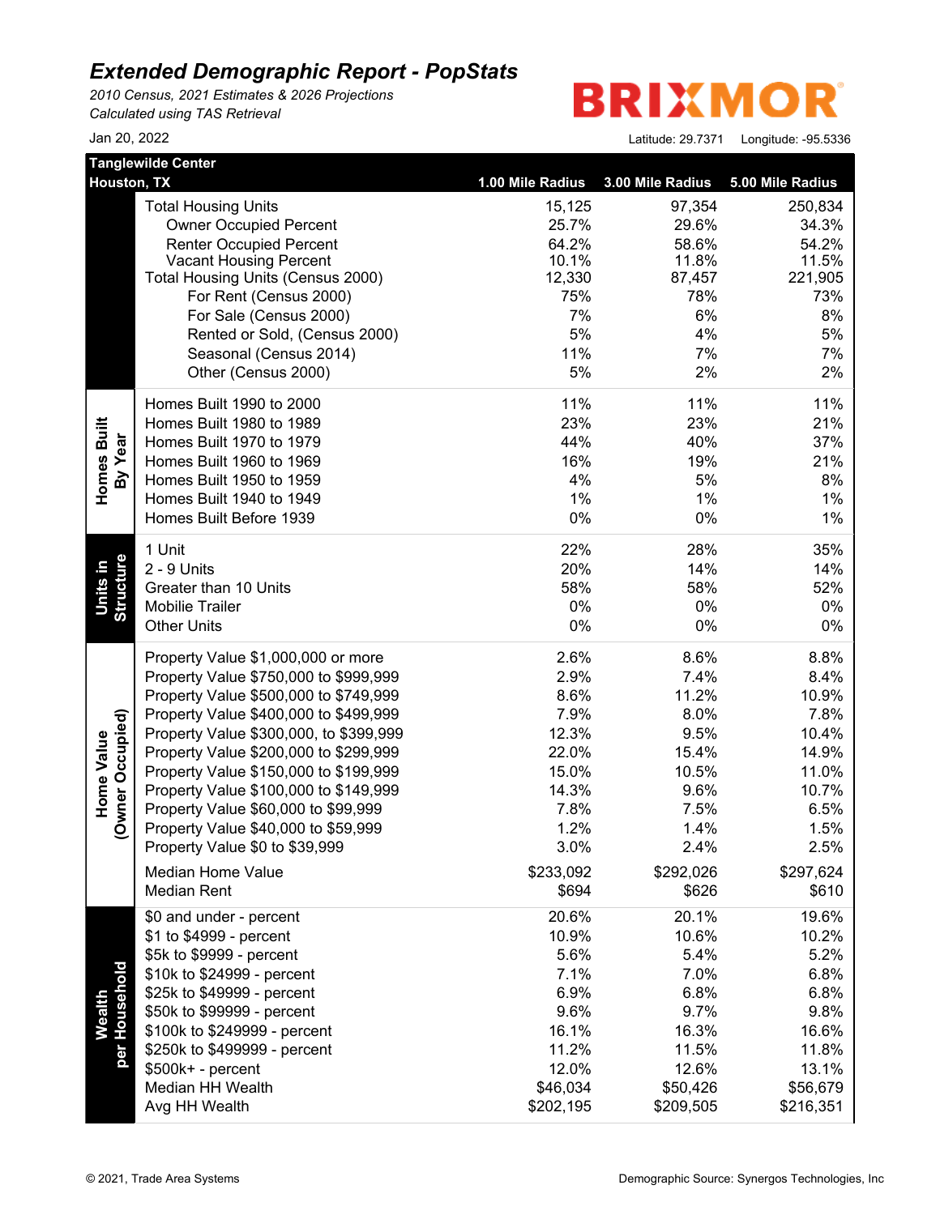# Extended Demographic Report - PopStats

*2010 Census, 2021 Estimates & 2026 Projections*
*Calculated using TAS Retrieval*

BRIXMOR

Jan 20, 2022

Latitude: 29.7371 Longitude: -95.5336

| Tanglewilde Center<br>Houston, TX | | 1.00 Mile Radius | 3.00 Mile Radius | 5.00 Mile Radius |
|---|---|---|---|---|
| | Total Housing Units | 15,125 | 97,354 | 250,834 |
| | Owner Occupied Percent | 25.7% | 29.6% | 34.3% |
| | Renter Occupied Percent | 64.2% | 58.6% | 54.2% |
| | Vacant Housing Percent | 10.1% | 11.8% | 11.5% |
| | Total Housing Units (Census 2000) | 12,330 | 87,457 | 221,905 |
| | For Rent (Census 2000) | 75% | 78% | 73% |
| | For Sale (Census 2000) | 7% | 6% | 8% |
| | Rented or Sold, (Census 2000) | 5% | 4% | 5% |
| | Seasonal (Census 2014) | 11% | 7% | 7% |
| | Other (Census 2000) | 5% | 2% | 2% |
| Homes Built By Year | Homes Built 1990 to 2000 | 11% | 11% | 11% |
| | Homes Built 1980 to 1989 | 23% | 23% | 21% |
| | Homes Built 1970 to 1979 | 44% | 40% | 37% |
| | Homes Built 1960 to 1969 | 16% | 19% | 21% |
| | Homes Built 1950 to 1959 | 4% | 5% | 8% |
| | Homes Built 1940 to 1949 | 1% | 1% | 1% |
| | Homes Built Before 1939 | 0% | 0% | 1% |
| Units in Structure | 1 Unit | 22% | 28% | 35% |
| | 2 - 9 Units | 20% | 14% | 14% |
| | Greater than 10 Units | 58% | 58% | 52% |
| | Mobilie Trailer | 0% | 0% | 0% |
| | Other Units | 0% | 0% | 0% |
| Home Value (Owner Occupied) | Property Value $1,000,000 or more | 2.6% | 8.6% | 8.8% |
| | Property Value $750,000 to $999,999 | 2.9% | 7.4% | 8.4% |
| | Property Value $500,000 to $749,999 | 8.6% | 11.2% | 10.9% |
| | Property Value $400,000 to $499,999 | 7.9% | 8.0% | 7.8% |
| | Property Value $300,000, to $399,999 | 12.3% | 9.5% | 10.4% |
| | Property Value $200,000 to $299,999 | 22.0% | 15.4% | 14.9% |
| | Property Value $150,000 to $199,999 | 15.0% | 10.5% | 11.0% |
| | Property Value $100,000 to $149,999 | 14.3% | 9.6% | 10.7% |
| | Property Value $60,000 to $99,999 | 7.8% | 7.5% | 6.5% |
| | Property Value $40,000 to $59,999 | 1.2% | 1.4% | 1.5% |
| | Property Value $0 to $39,999 | 3.0% | 2.4% | 2.5% |
| | Median Home Value | $233,092 | $292,026 | $297,624 |
| | Median Rent | $694 | $626 | $610 |
| Wealth per Household | $0 and under - percent | 20.6% | 20.1% | 19.6% |
| | $1 to $4999 - percent | 10.9% | 10.6% | 10.2% |
| | $5k to $9999 - percent | 5.6% | 5.4% | 5.2% |
| | $10k to $24999 - percent | 7.1% | 7.0% | 6.8% |
| | $25k to $49999 - percent | 6.9% | 6.8% | 6.8% |
| | $50k to $99999 - percent | 9.6% | 9.7% | 9.8% |
| | $100k to $249999 - percent | 16.1% | 16.3% | 16.6% |
| | $250k to $499999 - percent | 11.2% | 11.5% | 11.8% |
| | $500k+ - percent | 12.0% | 12.6% | 13.1% |
| | Median HH Wealth | $46,034 | $50,426 | $56,679 |
| | Avg HH Wealth | $202,195 | $209,505 | $216,351 |

© 2021, Trade Area Systems

Demographic Source: Synergos Technologies, Inc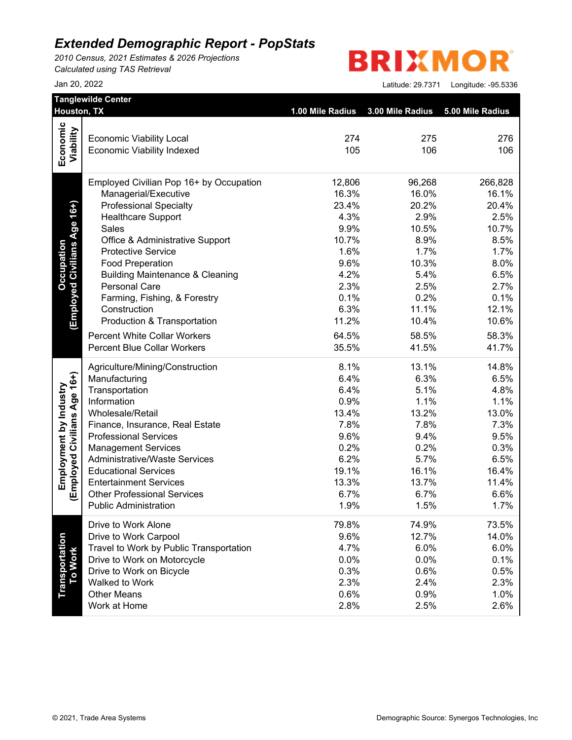# *Extended Demographic Report - PopStats*

*2010 Census, 2021 Estimates & 2026 Projections*
*Calculated using TAS Retrieval*

Jan 20, 2022

BRIXMOR

Latitude: 29.7371 Longitude: -95.5336

| Section | Tanglewilde Center Houston, TX | 1.00 Mile Radius | 3.00 Mile Radius | 5.00 Mile Radius |
|---|---|---|---|---|
| Economic Viability | Economic Viability Local | 274 | 275 | 276 |
| | Economic Viability Indexed | 105 | 106 | 106 |
| Occupation (Employed Civilians Age 16+) | Employed Civilian Pop 16+ by Occupation | 12,806 | 96,268 | 266,828 |
| | Managerial/Executive | 16.3% | 16.0% | 16.1% |
| | Professional Specialty | 23.4% | 20.2% | 20.4% |
| | Healthcare Support | 4.3% | 2.9% | 2.5% |
| | Sales | 9.9% | 10.5% | 10.7% |
| | Office & Administrative Support | 10.7% | 8.9% | 8.5% |
| | Protective Service | 1.6% | 1.7% | 1.7% |
| | Food Preperation | 9.6% | 10.3% | 8.0% |
| | Building Maintenance & Cleaning | 4.2% | 5.4% | 6.5% |
| | Personal Care | 2.3% | 2.5% | 2.7% |
| | Farming, Fishing, & Forestry | 0.1% | 0.2% | 0.1% |
| | Construction | 6.3% | 11.1% | 12.1% |
| | Production & Transportation | 11.2% | 10.4% | 10.6% |
| | Percent White Collar Workers | 64.5% | 58.5% | 58.3% |
| | Percent Blue Collar Workers | 35.5% | 41.5% | 41.7% |
| Employment by Industry (Employed Civilians Age 16+) | Agriculture/Mining/Construction | 8.1% | 13.1% | 14.8% |
| | Manufacturing | 6.4% | 6.3% | 6.5% |
| | Transportation | 6.4% | 5.1% | 4.8% |
| | Information | 0.9% | 1.1% | 1.1% |
| | Wholesale/Retail | 13.4% | 13.2% | 13.0% |
| | Finance, Insurance, Real Estate | 7.8% | 7.8% | 7.3% |
| | Professional Services | 9.6% | 9.4% | 9.5% |
| | Management Services | 0.2% | 0.2% | 0.3% |
| | Administrative/Waste Services | 6.2% | 5.7% | 6.5% |
| | Educational Services | 19.1% | 16.1% | 16.4% |
| | Entertainment Services | 13.3% | 13.7% | 11.4% |
| | Other Professional Services | 6.7% | 6.7% | 6.6% |
| | Public Administration | 1.9% | 1.5% | 1.7% |
| Transportation To Work | Drive to Work Alone | 79.8% | 74.9% | 73.5% |
| | Drive to Work Carpool | 9.6% | 12.7% | 14.0% |
| | Travel to Work by Public Transportation | 4.7% | 6.0% | 6.0% |
| | Drive to Work on Motorcycle | 0.0% | 0.0% | 0.1% |
| | Drive to Work on Bicycle | 0.3% | 0.6% | 0.5% |
| | Walked to Work | 2.3% | 2.4% | 2.3% |
| | Other Means | 0.6% | 0.9% | 1.0% |
| | Work at Home | 2.8% | 2.5% | 2.6% |

© 2021, Trade Area Systems

Demographic Source: Synergos Technologies, Inc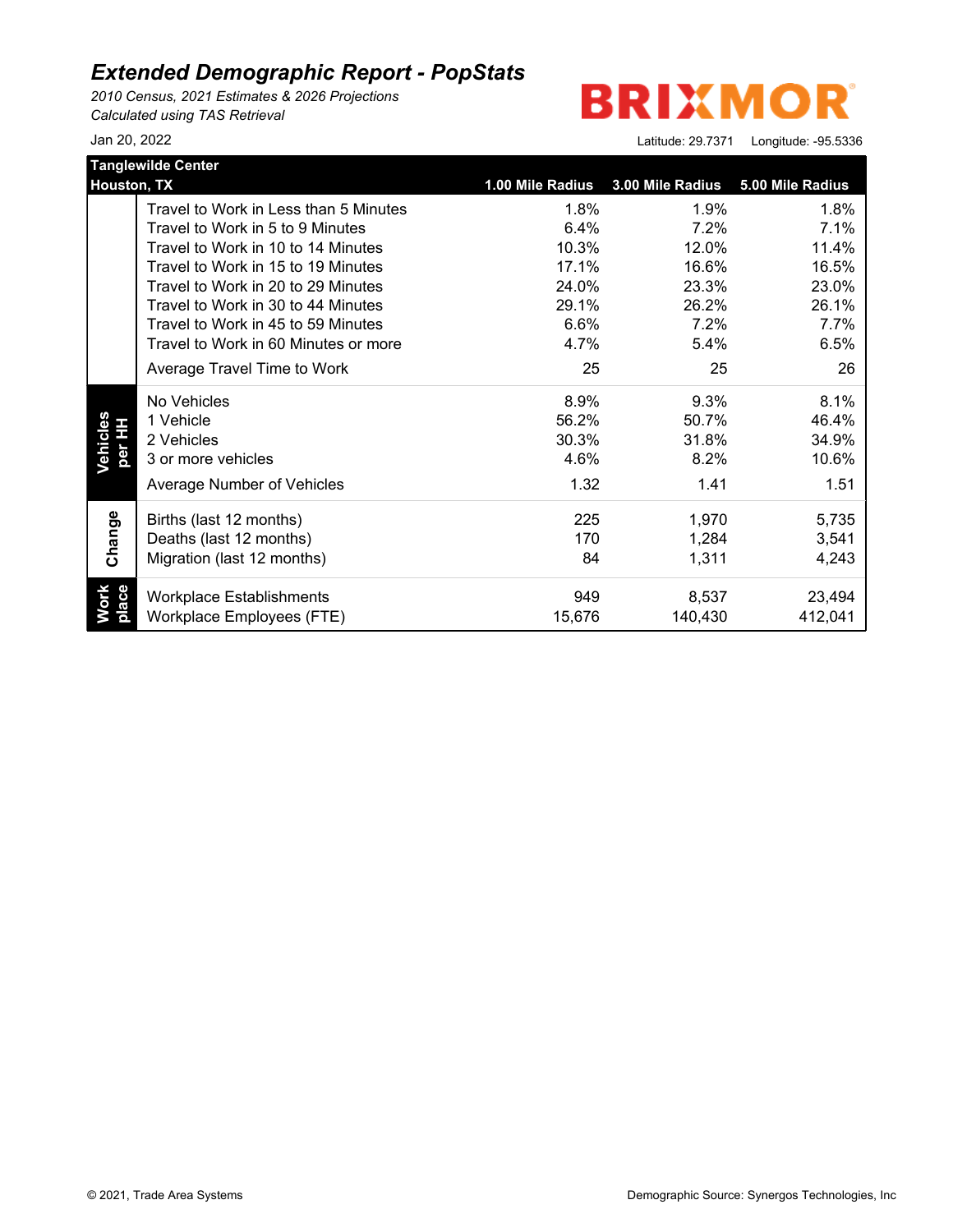# *Extended Demographic Report - PopStats*

*2010 Census, 2021 Estimates & 2026 Projections*
*Calculated using TAS Retrieval*

Jan 20, 2022

BRIXMOR

Latitude: 29.7371 Longitude: -95.5336

| Tanglewilde Center Houston, TX | | 1.00 Mile Radius | 3.00 Mile Radius | 5.00 Mile Radius |
|---|---|---|---|---|
| | Travel to Work in Less than 5 Minutes | 1.8% | 1.9% | 1.8% |
| | Travel to Work in 5 to 9 Minutes | 6.4% | 7.2% | 7.1% |
| | Travel to Work in 10 to 14 Minutes | 10.3% | 12.0% | 11.4% |
| | Travel to Work in 15 to 19 Minutes | 17.1% | 16.6% | 16.5% |
| | Travel to Work in 20 to 29 Minutes | 24.0% | 23.3% | 23.0% |
| | Travel to Work in 30 to 44 Minutes | 29.1% | 26.2% | 26.1% |
| | Travel to Work in 45 to 59 Minutes | 6.6% | 7.2% | 7.7% |
| | Travel to Work in 60 Minutes or more | 4.7% | 5.4% | 6.5% |
| | Average Travel Time to Work | 25 | 25 | 26 |
| Vehicles per HH | No Vehicles | 8.9% | 9.3% | 8.1% |
| | 1 Vehicle | 56.2% | 50.7% | 46.4% |
| | 2 Vehicles | 30.3% | 31.8% | 34.9% |
| | 3 or more vehicles | 4.6% | 8.2% | 10.6% |
| | Average Number of Vehicles | 1.32 | 1.41 | 1.51 |
| Change | Births (last 12 months) | 225 | 1,970 | 5,735 |
| | Deaths (last 12 months) | 170 | 1,284 | 3,541 |
| | Migration (last 12 months) | 84 | 1,311 | 4,243 |
| Work place | Workplace Establishments | 949 | 8,537 | 23,494 |
| | Workplace Employees (FTE) | 15,676 | 140,430 | 412,041 |

© 2021, Trade Area Systems

Demographic Source: Synergos Technologies, Inc